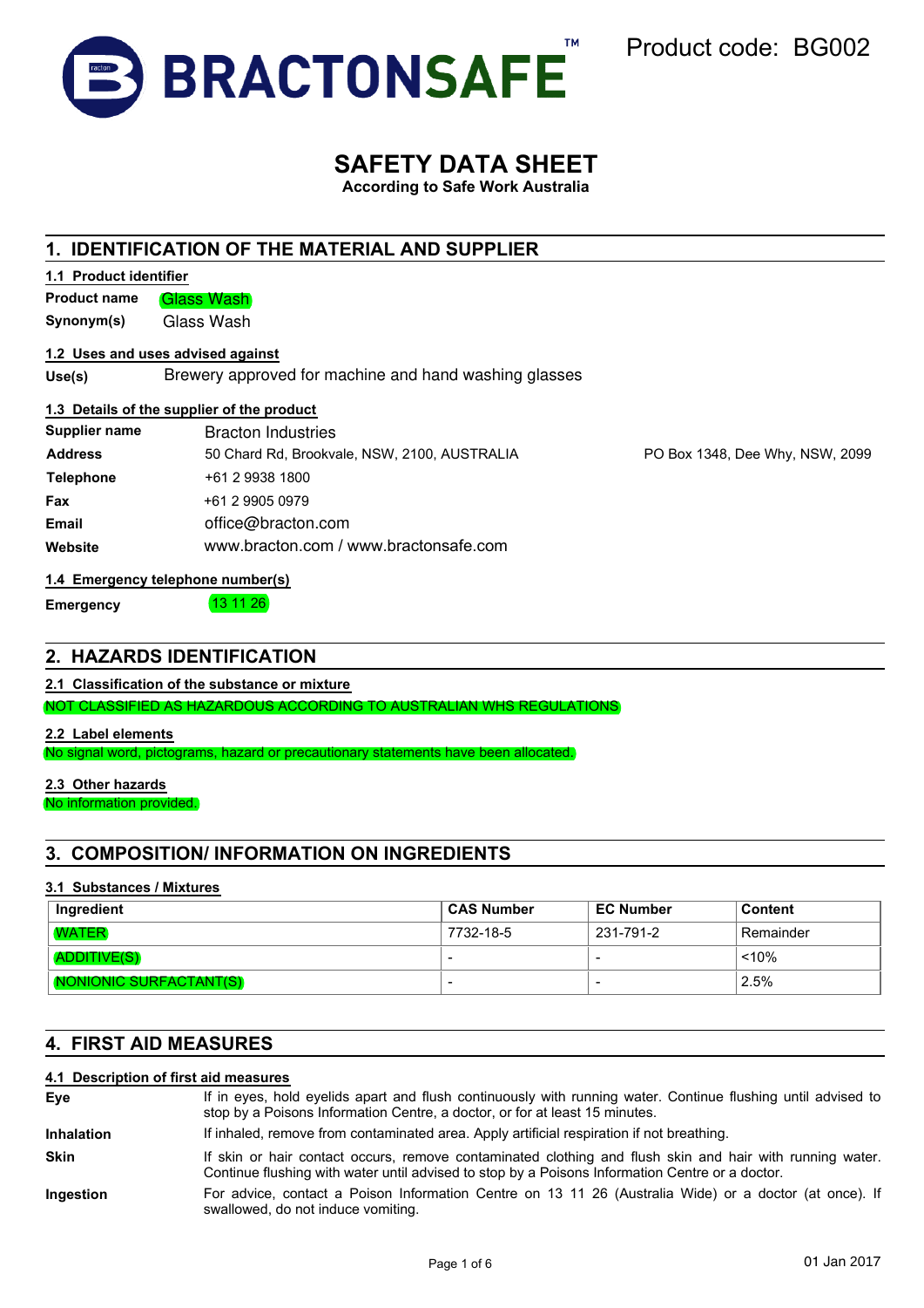BRACTONSAFE™

Product code: BG002

# SAFETY DATA SHEET

**According to Safe Work Australia**

## 1. IDENTIFICATION OF THE MATERIAL AND SUPPLIER

### 1.1 Product identifier

**Product name** Glass Wash

**Synonym(s)** Glass Wash

### 1.2 Uses and uses advised against

**Use(s)** Brewery approved for machine and hand washing glasses

### 1.3 Details of the supplier of the product

| | | |
|---|---|---|
| **Supplier name** | Bracton Industries | |
| **Address** | 50 Chard Rd, Brookvale, NSW, 2100, AUSTRALIA | PO Box 1348, Dee Why, NSW, 2099 |
| **Telephone** | +61 2 9938 1800 | |
| **Fax** | +61 2 9905 0979 | |
| **Email** | office@bracton.com | |
| **Website** | www.bracton.com / www.bractonsafe.com | |

### 1.4 Emergency telephone number(s)

**Emergency** 13 11 26

## 2. HAZARDS IDENTIFICATION

### 2.1 Classification of the substance or mixture

NOT CLASSIFIED AS HAZARDOUS ACCORDING TO AUSTRALIAN WHS REGULATIONS

### 2.2 Label elements

No signal word, pictograms, hazard or precautionary statements have been allocated.

### 2.3 Other hazards

No information provided.

## 3. COMPOSITION/ INFORMATION ON INGREDIENTS

### 3.1 Substances / Mixtures

| Ingredient | CAS Number | EC Number | Content |
|---|---|---|---|
| WATER | 7732-18-5 | 231-791-2 | Remainder |
| ADDITIVE(S) | - | - | <10% |
| NONIONIC SURFACTANT(S) | - | - | 2.5% |

## 4. FIRST AID MEASURES

### 4.1 Description of first aid measures

**Eye** If in eyes, hold eyelids apart and flush continuously with running water. Continue flushing until advised to stop by a Poisons Information Centre, a doctor, or for at least 15 minutes.

**Inhalation** If inhaled, remove from contaminated area. Apply artificial respiration if not breathing.

**Skin** If skin or hair contact occurs, remove contaminated clothing and flush skin and hair with running water. Continue flushing with water until advised to stop by a Poisons Information Centre or a doctor.

**Ingestion** For advice, contact a Poison Information Centre on 13 11 26 (Australia Wide) or a doctor (at once). If swallowed, do not induce vomiting.

01 Jan 2017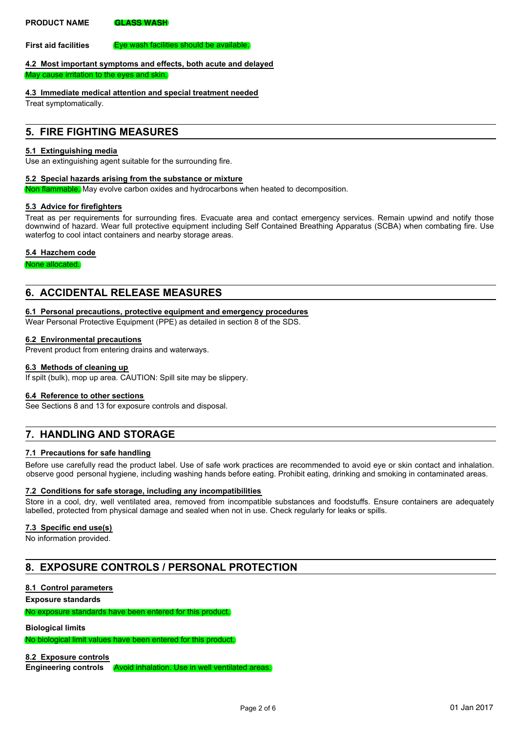**PRODUCT NAME** GLASS WASH

**First aid facilities** Eye wash facilities should be available.

### 4.2 Most important symptoms and effects, both acute and delayed

May cause irritation to the eyes and skin.

### 4.3 Immediate medical attention and special treatment needed

Treat symptomatically.

## 5. FIRE FIGHTING MEASURES

### 5.1 Extinguishing media

Use an extinguishing agent suitable for the surrounding fire.

### 5.2 Special hazards arising from the substance or mixture

Non flammable. May evolve carbon oxides and hydrocarbons when heated to decomposition.

### 5.3 Advice for firefighters

Treat as per requirements for surrounding fires. Evacuate area and contact emergency services. Remain upwind and notify those downwind of hazard. Wear full protective equipment including Self Contained Breathing Apparatus (SCBA) when combating fire. Use waterfog to cool intact containers and nearby storage areas.

### 5.4 Hazchem code

None allocated.

## 6. ACCIDENTAL RELEASE MEASURES

### 6.1 Personal precautions, protective equipment and emergency procedures

Wear Personal Protective Equipment (PPE) as detailed in section 8 of the SDS.

### 6.2 Environmental precautions

Prevent product from entering drains and waterways.

### 6.3 Methods of cleaning up

If spilt (bulk), mop up area. CAUTION: Spill site may be slippery.

### 6.4 Reference to other sections

See Sections 8 and 13 for exposure controls and disposal.

## 7. HANDLING AND STORAGE

### 7.1 Precautions for safe handling

Before use carefully read the product label. Use of safe work practices are recommended to avoid eye or skin contact and inhalation. observe good personal hygiene, including washing hands before eating. Prohibit eating, drinking and smoking in contaminated areas.

### 7.2 Conditions for safe storage, including any incompatibilities

Store in a cool, dry, well ventilated area, removed from incompatible substances and foodstuffs. Ensure containers are adequately labelled, protected from physical damage and sealed when not in use. Check regularly for leaks or spills.

### 7.3 Specific end use(s)

No information provided.

## 8. EXPOSURE CONTROLS / PERSONAL PROTECTION

### 8.1 Control parameters

**Exposure standards**

No exposure standards have been entered for this product.

**Biological limits**

No biological limit values have been entered for this product.

### 8.2 Exposure controls

**Engineering controls** Avoid inhalation. Use in well ventilated areas.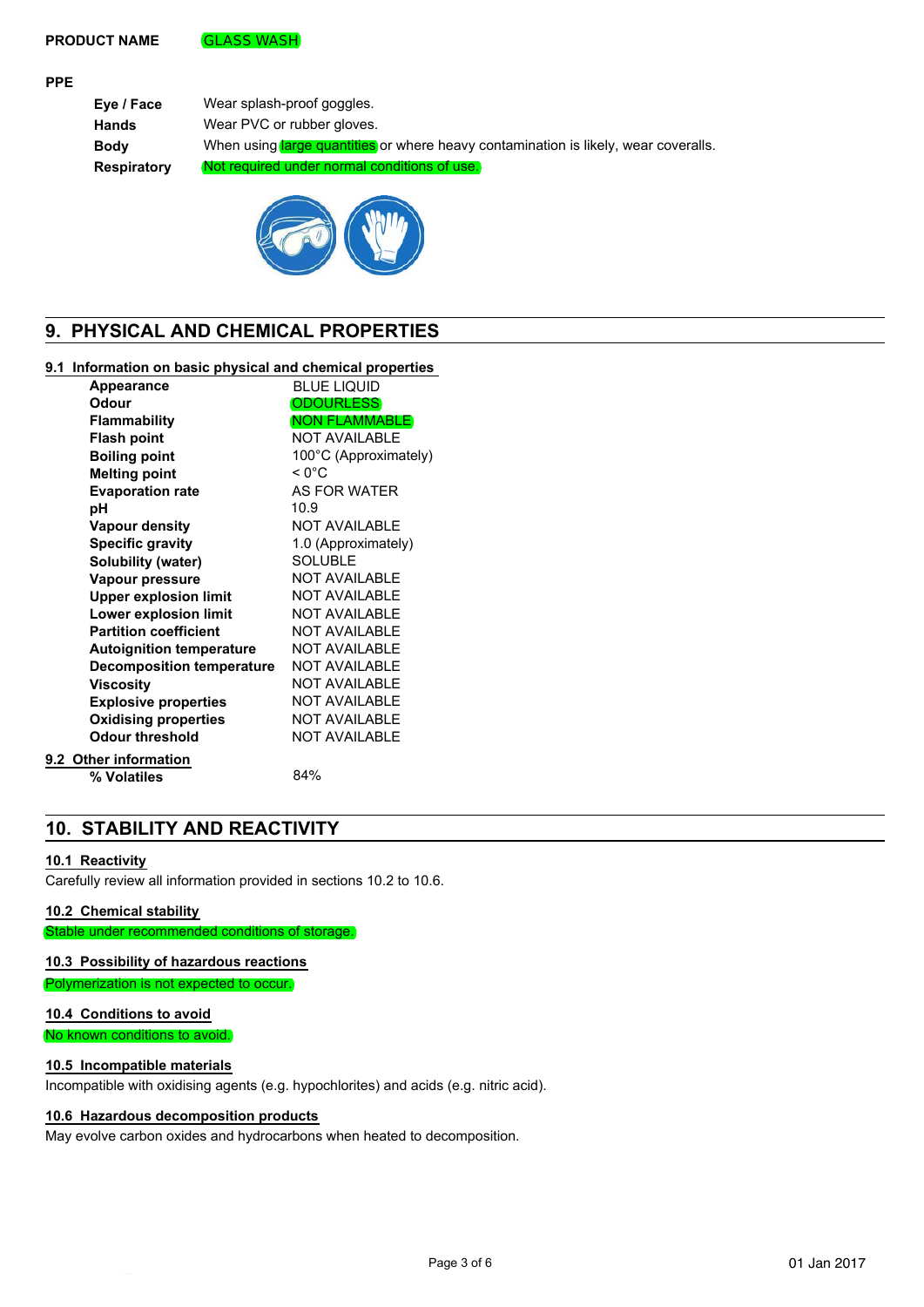**PRODUCT NAME** GLASS WASH

**PPE**

| | |
|---|---|
| **Eye / Face** | Wear splash-proof goggles. |
| **Hands** | Wear PVC or rubber gloves. |
| **Body** | When using large quantities or where heavy contamination is likely, wear coveralls. |
| **Respiratory** | Not required under normal conditions of use. |

## 9. PHYSICAL AND CHEMICAL PROPERTIES

### 9.1 Information on basic physical and chemical properties

| | |
|---|---|
| **Appearance** | BLUE LIQUID |
| **Odour** | ODOURLESS |
| **Flammability** | NON FLAMMABLE |
| **Flash point** | NOT AVAILABLE |
| **Boiling point** | 100°C (Approximately) |
| **Melting point** | < 0°C |
| **Evaporation rate** | AS FOR WATER |
| **pH** | 10.9 |
| **Vapour density** | NOT AVAILABLE |
| **Specific gravity** | 1.0 (Approximately) |
| **Solubility (water)** | SOLUBLE |
| **Vapour pressure** | NOT AVAILABLE |
| **Upper explosion limit** | NOT AVAILABLE |
| **Lower explosion limit** | NOT AVAILABLE |
| **Partition coefficient** | NOT AVAILABLE |
| **Autoignition temperature** | NOT AVAILABLE |
| **Decomposition temperature** | NOT AVAILABLE |
| **Viscosity** | NOT AVAILABLE |
| **Explosive properties** | NOT AVAILABLE |
| **Oxidising properties** | NOT AVAILABLE |
| **Odour threshold** | NOT AVAILABLE |

### 9.2 Other information

| | |
|---|---|
| **% Volatiles** | 84% |

## 10. STABILITY AND REACTIVITY

### 10.1 Reactivity

Carefully review all information provided in sections 10.2 to 10.6.

### 10.2 Chemical stability

Stable under recommended conditions of storage.

### 10.3 Possibility of hazardous reactions

Polymerization is not expected to occur.

### 10.4 Conditions to avoid

No known conditions to avoid.

### 10.5 Incompatible materials

Incompatible with oxidising agents (e.g. hypochlorites) and acids (e.g. nitric acid).

### 10.6 Hazardous decomposition products

May evolve carbon oxides and hydrocarbons when heated to decomposition.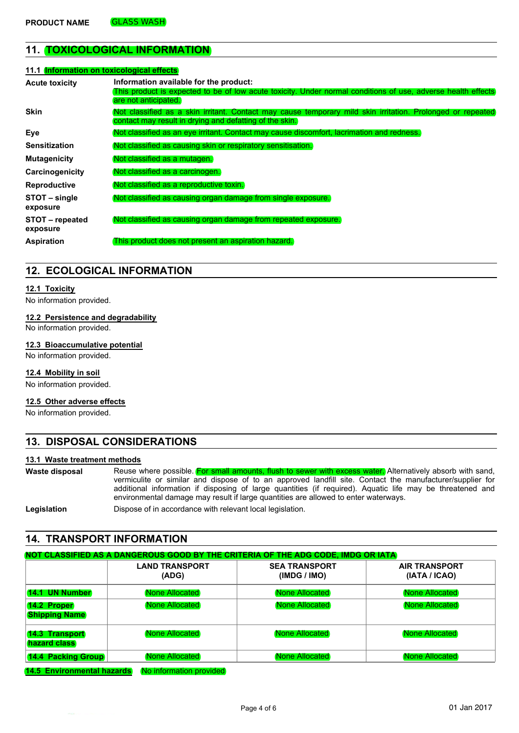**PRODUCT NAME** GLASS WASH

## 11. TOXICOLOGICAL INFORMATION

### 11.1 Information on toxicological effects

**Acute toxicity**
**Information available for the product:**
This product is expected to be of low acute toxicity. Under normal conditions of use, adverse health effects are not anticipated.

**Skin**
Not classified as a skin irritant. Contact may cause temporary mild skin irritation. Prolonged or repeated contact may result in drying and defatting of the skin.

**Eye**
Not classified as an eye irritant. Contact may cause discomfort, lacrimation and redness.

**Sensitization**
Not classified as causing skin or respiratory sensitisation.

**Mutagenicity**
Not classified as a mutagen.

**Carcinogenicity**
Not classified as a carcinogen.

**Reproductive**
Not classified as a reproductive toxin.

**STOT – single exposure**
Not classified as causing organ damage from single exposure.

**STOT – repeated exposure**
Not classified as causing organ damage from repeated exposure.

**Aspiration**
This product does not present an aspiration hazard.

## 12. ECOLOGICAL INFORMATION

### 12.1 Toxicity

No information provided.

### 12.2 Persistence and degradability

No information provided.

### 12.3 Bioaccumulative potential

No information provided.

### 12.4 Mobility in soil

No information provided.

### 12.5 Other adverse effects

No information provided.

## 13. DISPOSAL CONSIDERATIONS

### 13.1 Waste treatment methods

**Waste disposal**
Reuse where possible. For small amounts, flush to sewer with excess water. Alternatively absorb with sand, vermiculite or similar and dispose of to an approved landfill site. Contact the manufacturer/supplier for additional information if disposing of large quantities (if required). Aquatic life may be threatened and environmental damage may result if large quantities are allowed to enter waterways.

**Legislation**
Dispose of in accordance with relevant local legislation.

## 14. TRANSPORT INFORMATION

**NOT CLASSIFIED AS A DANGEROUS GOOD BY THE CRITERIA OF THE ADG CODE, IMDG OR IATA**

| | LAND TRANSPORT (ADG) | SEA TRANSPORT (IMDG / IMO) | AIR TRANSPORT (IATA / ICAO) |
|---|---|---|---|
| **14.1 UN Number** | None Allocated | None Allocated | None Allocated |
| **14.2 Proper Shipping Name** | None Allocated | None Allocated | None Allocated |
| **14.3 Transport hazard class** | None Allocated | None Allocated | None Allocated |
| **14.4 Packing Group** | None Allocated | None Allocated | None Allocated |

**14.5 Environmental hazards** No information provided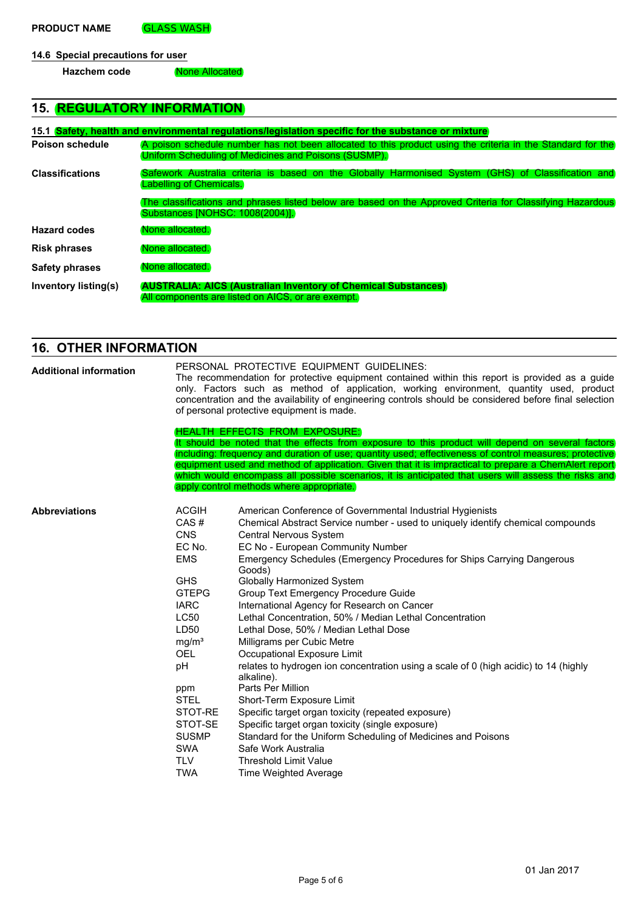**PRODUCT NAME** GLASS WASH

**14.6 Special precautions for user**

**Hazchem code** None Allocated

## 15. REGULATORY INFORMATION

**15.1 Safety, health and environmental regulations/legislation specific for the substance or mixture**

**Poison schedule**
A poison schedule number has not been allocated to this product using the criteria in the Standard for the Uniform Scheduling of Medicines and Poisons (SUSMP).

**Classifications**
Safework Australia criteria is based on the Globally Harmonised System (GHS) of Classification and Labelling of Chemicals.

The classifications and phrases listed below are based on the Approved Criteria for Classifying Hazardous Substances [NOHSC: 1008(2004)].

**Hazard codes**
None allocated.

**Risk phrases**
None allocated.

**Safety phrases**
None allocated.

**Inventory listing(s)**
**AUSTRALIA: AICS (Australian Inventory of Chemical Substances)**
All components are listed on AICS, or are exempt.

## 16. OTHER INFORMATION

**Additional information**

PERSONAL PROTECTIVE EQUIPMENT GUIDELINES:
The recommendation for protective equipment contained within this report is provided as a guide only. Factors such as method of application, working environment, quantity used, product concentration and the availability of engineering controls should be considered before final selection of personal protective equipment is made.

HEALTH EFFECTS FROM EXPOSURE:
It should be noted that the effects from exposure to this product will depend on several factors including: frequency and duration of use; quantity used; effectiveness of control measures; protective equipment used and method of application. Given that it is impractical to prepare a ChemAlert report which would encompass all possible scenarios, it is anticipated that users will assess the risks and apply control methods where appropriate.

**Abbreviations**

| | |
|---|---|
| ACGIH | American Conference of Governmental Industrial Hygienists |
| CAS # | Chemical Abstract Service number - used to uniquely identify chemical compounds |
| CNS | Central Nervous System |
| EC No. | EC No - European Community Number |
| EMS | Emergency Schedules (Emergency Procedures for Ships Carrying Dangerous Goods) |
| GHS | Globally Harmonized System |
| GTEPG | Group Text Emergency Procedure Guide |
| IARC | International Agency for Research on Cancer |
| LC50 | Lethal Concentration, 50% / Median Lethal Concentration |
| LD50 | Lethal Dose, 50% / Median Lethal Dose |
| $mg/m^3$ | Milligrams per Cubic Metre |
| OEL | Occupational Exposure Limit |
| pH | relates to hydrogen ion concentration using a scale of 0 (high acidic) to 14 (highly alkaline). |
| ppm | Parts Per Million |
| STEL | Short-Term Exposure Limit |
| STOT-RE | Specific target organ toxicity (repeated exposure) |
| STOT-SE | Specific target organ toxicity (single exposure) |
| SUSMP | Standard for the Uniform Scheduling of Medicines and Poisons |
| SWA | Safe Work Australia |
| TLV | Threshold Limit Value |
| TWA | Time Weighted Average |

01 Jan 2017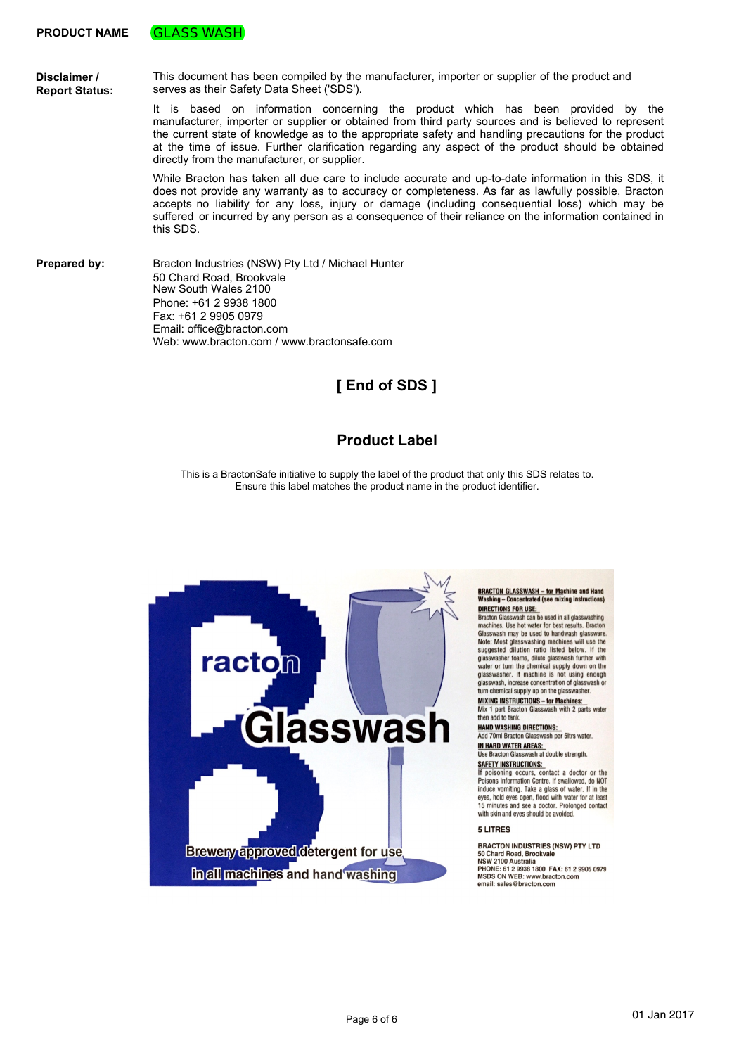**PRODUCT NAME** GLASS WASH

**Disclaimer / Report Status:**

This document has been compiled by the manufacturer, importer or supplier of the product and serves as their Safety Data Sheet ('SDS').

It is based on information concerning the product which has been provided by the manufacturer, importer or supplier or obtained from third party sources and is believed to represent the current state of knowledge as to the appropriate safety and handling precautions for the product at the time of issue. Further clarification regarding any aspect of the product should be obtained directly from the manufacturer, or supplier.

While Bracton has taken all due care to include accurate and up-to-date information in this SDS, it does not provide any warranty as to accuracy or completeness. As far as lawfully possible, Bracton accepts no liability for any loss, injury or damage (including consequential loss) which may be suffered or incurred by any person as a consequence of their reliance on the information contained in this SDS.

**Prepared by:**

Bracton Industries (NSW) Pty Ltd / Michael Hunter
50 Chard Road, Brookvale
New South Wales 2100
Phone: +61 2 9938 1800
Fax: +61 2 9905 0979
Email: office@bracton.com
Web: www.bracton.com / www.bractonsafe.com

## [ End of SDS ]

## Product Label

This is a BractonSafe initiative to supply the label of the product that only this SDS relates to.
Ensure this label matches the product name in the product identifier.

Bracton
Glasswash
Brewery approved detergent for use in all machines and hand washing

**BRACTON GLASSWASH – for Machine and Hand Washing – Concentrated (see mixing instructions)**

**DIRECTIONS FOR USE:**
Bracton Glasswash can be used in all glasswashing machines. Use hot water for best results. Bracton Glasswash may be used to handwash glassware. Note: Most glasswashing machines will use the suggested dilution ratio listed below. If the glasswasher foams, dilute glasswash further with water or turn the chemical supply down on the glasswasher. If machine is not using enough glasswash, increase concentration of glasswash or turn chemical supply up on the glasswasher.

**MIXING INSTRUCTIONS – for Machines:**
Mix 1 part Bracton Glasswash with 2 parts water then add to tank.

**HAND WASHING DIRECTIONS:**
Add 70ml Bracton Glasswash per 5ltrs water.

**IN HARD WATER AREAS:**
Use Bracton Glasswash at double strength.

**SAFETY INSTRUCTIONS:**
If poisoning occurs, contact a doctor or the Poisons Information Centre. If swallowed, do NOT induce vomiting. Take a glass of water. If in the eyes, hold eyes open, flood with water for at least 15 minutes and see a doctor. Prolonged contact with skin and eyes should be avoided.

**5 LITRES**

**BRACTON INDUSTRIES (NSW) PTY LTD**
**50 Chard Road, Brookvale**
**NSW 2100 Australia**
**PHONE: 61 2 9938 1800 FAX: 61 2 9905 0979**
**MSDS ON WEB: www.bracton.com**
**email: sales@bracton.com**

01 Jan 2017